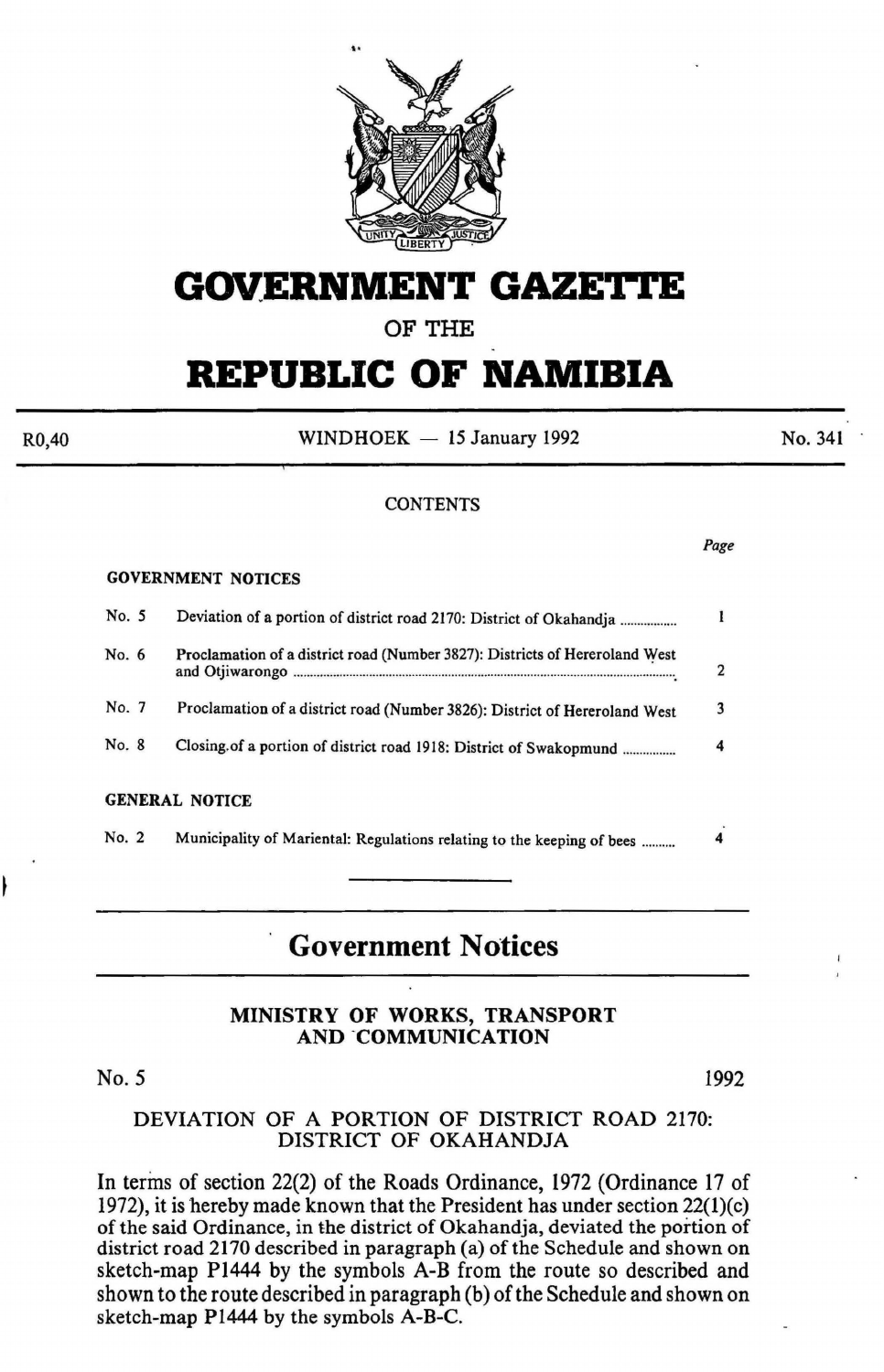# GOVERNMENT GAZETTE

## OF THE

# REPUBLIC OF NAMIBIA

R0,40 WINDHOEK — 15 January 1992 No. 341

CONTENTS

| | | Page |
|---|---|---|
| **GOVERNMENT NOTICES** | | |
| No. 5 | Deviation of a portion of district road 2170: District of Okahandja | 1 |
| No. 6 | Proclamation of a district road (Number 3827): Districts of Hereroland West and Otjiwarongo | 2 |
| No. 7 | Proclamation of a district road (Number 3826): District of Hereroland West | 3 |
| No. 8 | Closing of a portion of district road 1918: District of Swakopmund | 4 |
| **GENERAL NOTICE** | | |
| No. 2 | Municipality of Mariental: Regulations relating to the keeping of bees | 4 |

## Government Notices

### MINISTRY OF WORKS, TRANSPORT AND COMMUNICATION

No. 5 1992

### DEVIATION OF A PORTION OF DISTRICT ROAD 2170: DISTRICT OF OKAHANDJA

In terms of section 22(2) of the Roads Ordinance, 1972 (Ordinance 17 of 1972), it is hereby made known that the President has under section 22(1)(c) of the said Ordinance, in the district of Okahandja, deviated the portion of district road 2170 described in paragraph (a) of the Schedule and shown on sketch-map P1444 by the symbols A-B from the route so described and shown to the route described in paragraph (b) of the Schedule and shown on sketch-map P1444 by the symbols A-B-C.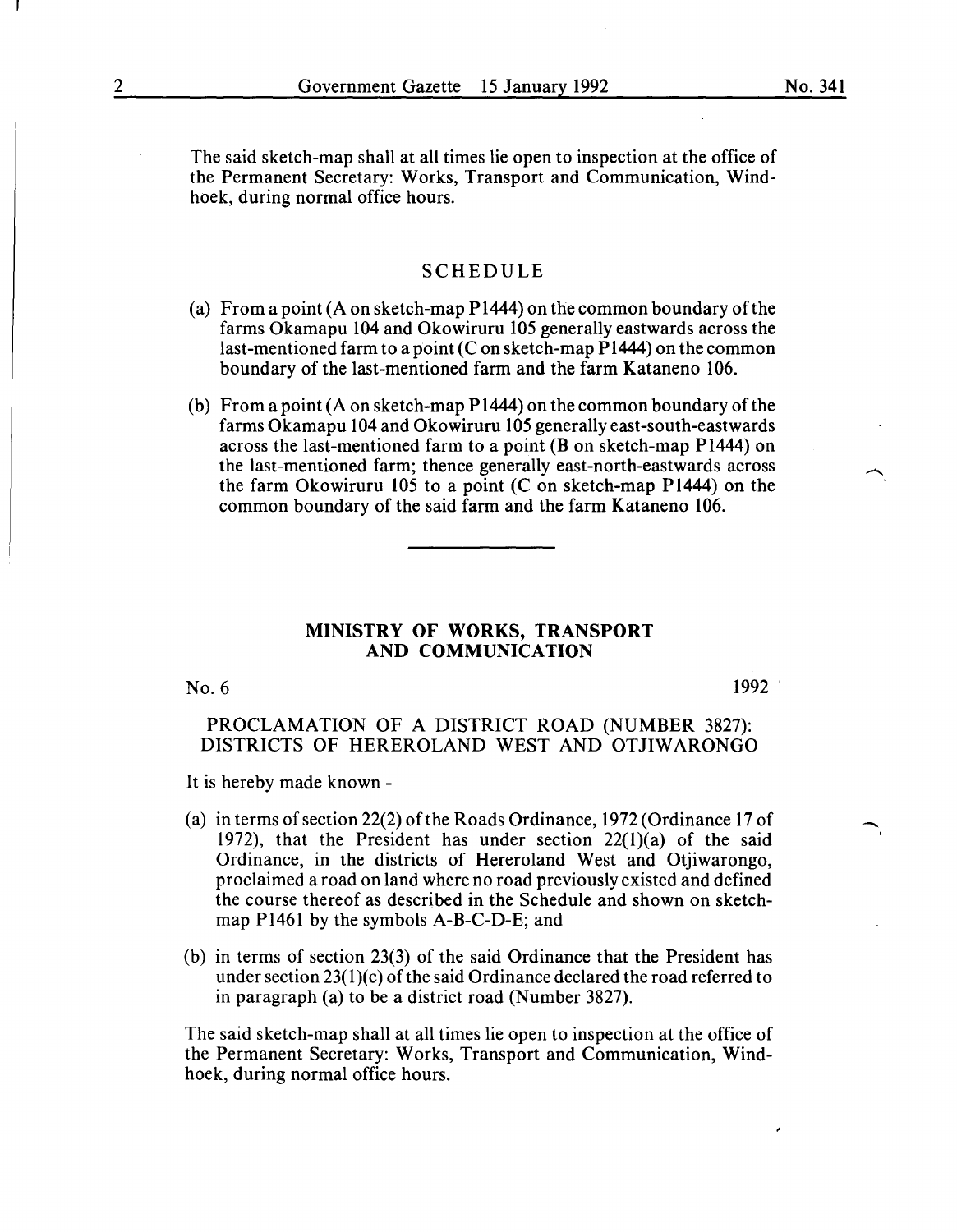The said sketch-map shall at all times lie open to inspection at the office of the Permanent Secretary: Works, Transport and Communication, Windhoek, during normal office hours.

## SCHEDULE

(a) From a point (A on sketch-map P1444) on the common boundary of the farms Okamapu 104 and Okowiruru 105 generally eastwards across the last-mentioned farm to a point (C on sketch-map P1444) on the common boundary of the last-mentioned farm and the farm Kataneno 106.

(b) From a point (A on sketch-map P1444) on the common boundary of the farms Okamapu 104 and Okowiruru 105 generally east-south-eastwards across the last-mentioned farm to a point (B on sketch-map P1444) on the last-mentioned farm; thence generally east-north-eastwards across the farm Okowiruru 105 to a point (C on sketch-map P1444) on the common boundary of the said farm and the farm Kataneno 106.

---

## MINISTRY OF WORKS, TRANSPORT AND COMMUNICATION

No. 6 1992

### PROCLAMATION OF A DISTRICT ROAD (NUMBER 3827): DISTRICTS OF HEREROLAND WEST AND OTJIWARONGO

It is hereby made known -

(a) in terms of section 22(2) of the Roads Ordinance, 1972 (Ordinance 17 of 1972), that the President has under section 22(1)(a) of the said Ordinance, in the districts of Hereroland West and Otjiwarongo, proclaimed a road on land where no road previously existed and defined the course thereof as described in the Schedule and shown on sketch-map P1461 by the symbols A-B-C-D-E; and

(b) in terms of section 23(3) of the said Ordinance that the President has under section 23(1)(c) of the said Ordinance declared the road referred to in paragraph (a) to be a district road (Number 3827).

The said sketch-map shall at all times lie open to inspection at the office of the Permanent Secretary: Works, Transport and Communication, Windhoek, during normal office hours.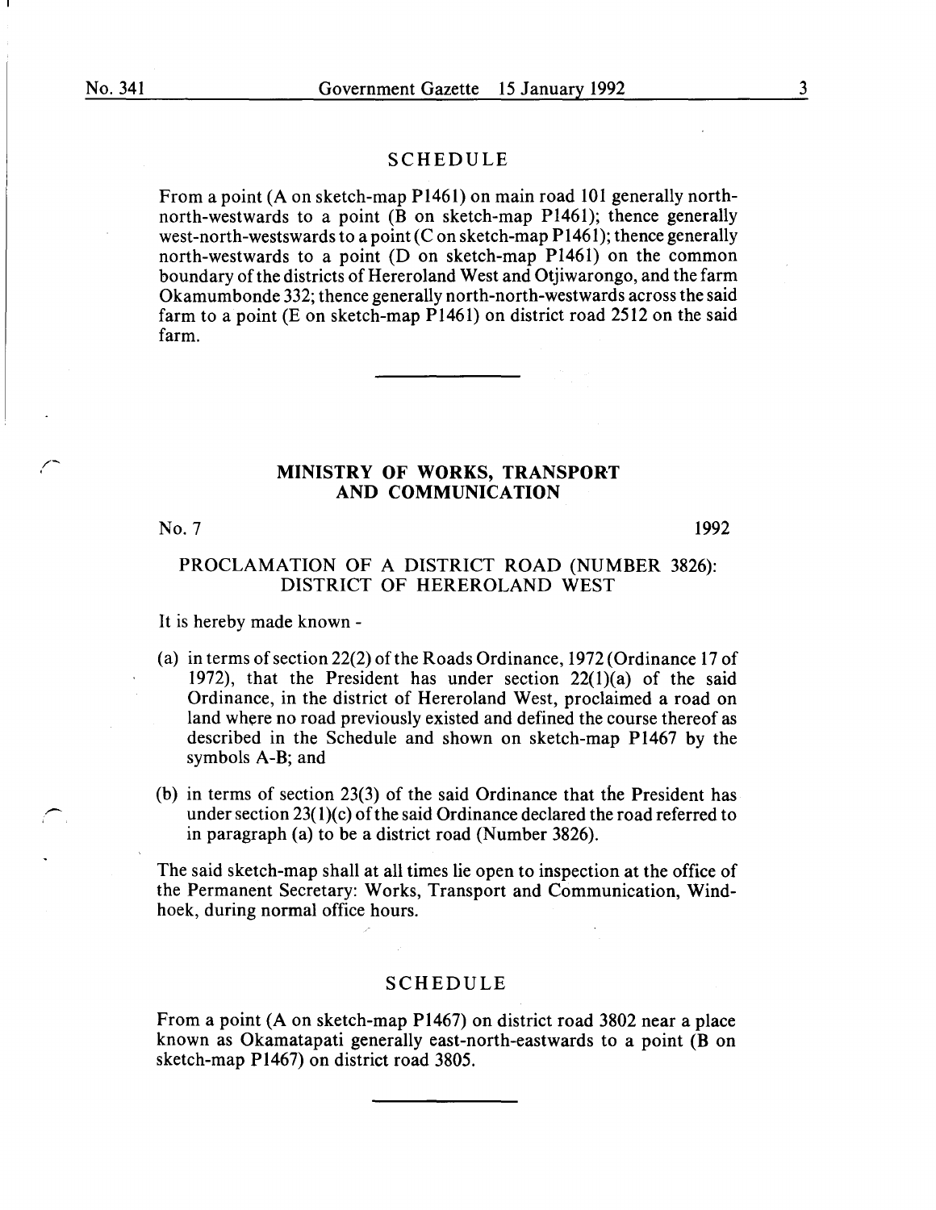## SCHEDULE

From a point (A on sketch-map P1461) on main road 101 generally north-north-westwards to a point (B on sketch-map P1461); thence generally west-north-westswards to a point (C on sketch-map P1461); thence generally north-westwards to a point (D on sketch-map P1461) on the common boundary of the districts of Hereroland West and Otjiwarongo, and the farm Okamumbonde 332; thence generally north-north-westwards across the said farm to a point (E on sketch-map P1461) on district road 2512 on the said farm.

---

## MINISTRY OF WORKS, TRANSPORT AND COMMUNICATION

No. 7 1992

### PROCLAMATION OF A DISTRICT ROAD (NUMBER 3826): DISTRICT OF HEREROLAND WEST

It is hereby made known -

(a) in terms of section 22(2) of the Roads Ordinance, 1972 (Ordinance 17 of 1972), that the President has under section 22(1)(a) of the said Ordinance, in the district of Hereroland West, proclaimed a road on land where no road previously existed and defined the course thereof as described in the Schedule and shown on sketch-map P1467 by the symbols A-B; and

(b) in terms of section 23(3) of the said Ordinance that the President has under section 23(1)(c) of the said Ordinance declared the road referred to in paragraph (a) to be a district road (Number 3826).

The said sketch-map shall at all times lie open to inspection at the office of the Permanent Secretary: Works, Transport and Communication, Windhoek, during normal office hours.

## SCHEDULE

From a point (A on sketch-map P1467) on district road 3802 near a place known as Okamatapati generally east-north-eastwards to a point (B on sketch-map P1467) on district road 3805.

---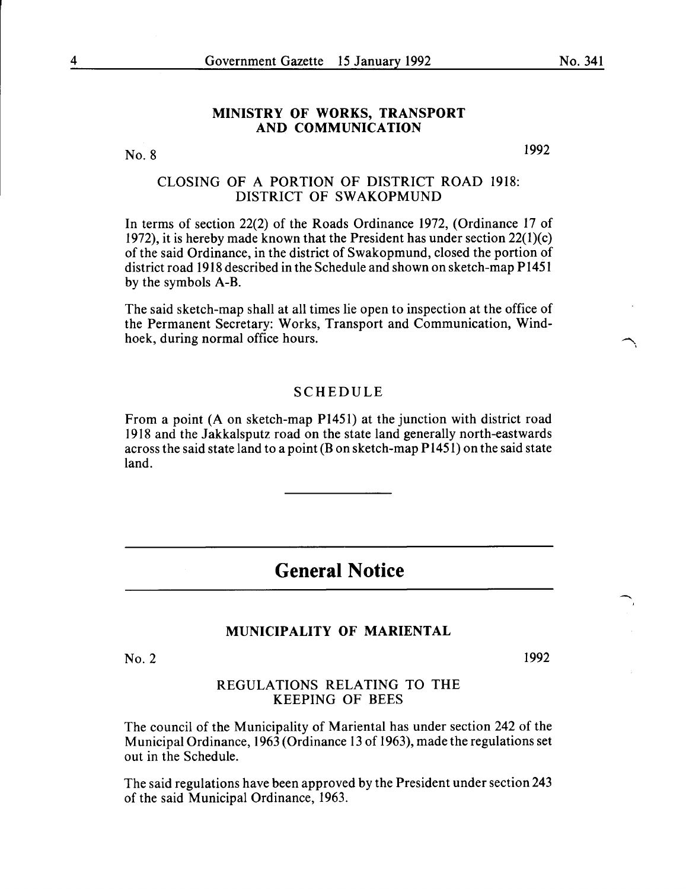## MINISTRY OF WORKS, TRANSPORT AND COMMUNICATION

No. 8 1992

### CLOSING OF A PORTION OF DISTRICT ROAD 1918: DISTRICT OF SWAKOPMUND

In terms of section 22(2) of the Roads Ordinance 1972, (Ordinance 17 of 1972), it is hereby made known that the President has under section 22(1)(c) of the said Ordinance, in the district of Swakopmund, closed the portion of district road 1918 described in the Schedule and shown on sketch-map P1451 by the symbols A-B.

The said sketch-map shall at all times lie open to inspection at the office of the Permanent Secretary: Works, Transport and Communication, Windhoek, during normal office hours.

### SCHEDULE

From a point (A on sketch-map P1451) at the junction with district road 1918 and the Jakkalsputz road on the state land generally north-eastwards across the said state land to a point (B on sketch-map P1451) on the said state land.

---

# General Notice

## MUNICIPALITY OF MARIENTAL

No. 2 1992

### REGULATIONS RELATING TO THE KEEPING OF BEES

The council of the Municipality of Mariental has under section 242 of the Municipal Ordinance, 1963 (Ordinance 13 of 1963), made the regulations set out in the Schedule.

The said regulations have been approved by the President under section 243 of the said Municipal Ordinance, 1963.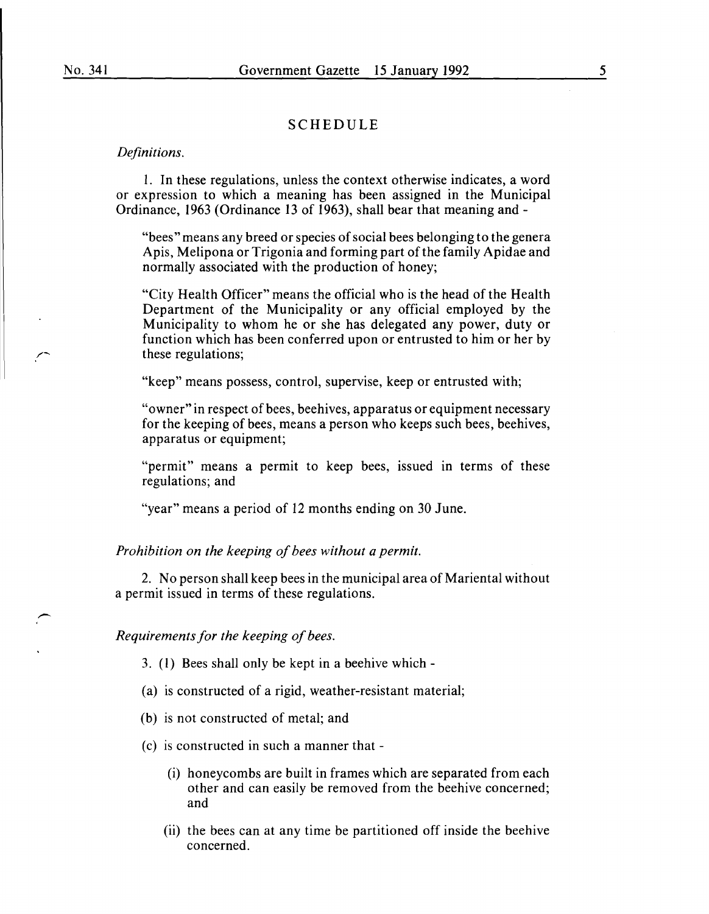## SCHEDULE

*Definitions.*

1. In these regulations, unless the context otherwise indicates, a word or expression to which a meaning has been assigned in the Municipal Ordinance, 1963 (Ordinance 13 of 1963), shall bear that meaning and -

"bees" means any breed or species of social bees belonging to the genera Apis, Melipona or Trigonia and forming part of the family Apidae and normally associated with the production of honey;

"City Health Officer" means the official who is the head of the Health Department of the Municipality or any official employed by the Municipality to whom he or she has delegated any power, duty or function which has been conferred upon or entrusted to him or her by these regulations;

"keep" means possess, control, supervise, keep or entrusted with;

"owner" in respect of bees, beehives, apparatus or equipment necessary for the keeping of bees, means a person who keeps such bees, beehives, apparatus or equipment;

"permit" means a permit to keep bees, issued in terms of these regulations; and

"year" means a period of 12 months ending on 30 June.

*Prohibition on the keeping of bees without a permit.*

2. No person shall keep bees in the municipal area of Mariental without a permit issued in terms of these regulations.

*Requirements for the keeping of bees.*

3. (1) Bees shall only be kept in a beehive which -

(a) is constructed of a rigid, weather-resistant material;

(b) is not constructed of metal; and

(c) is constructed in such a manner that -

(i) honeycombs are built in frames which are separated from each other and can easily be removed from the beehive concerned; and

(ii) the bees can at any time be partitioned off inside the beehive concerned.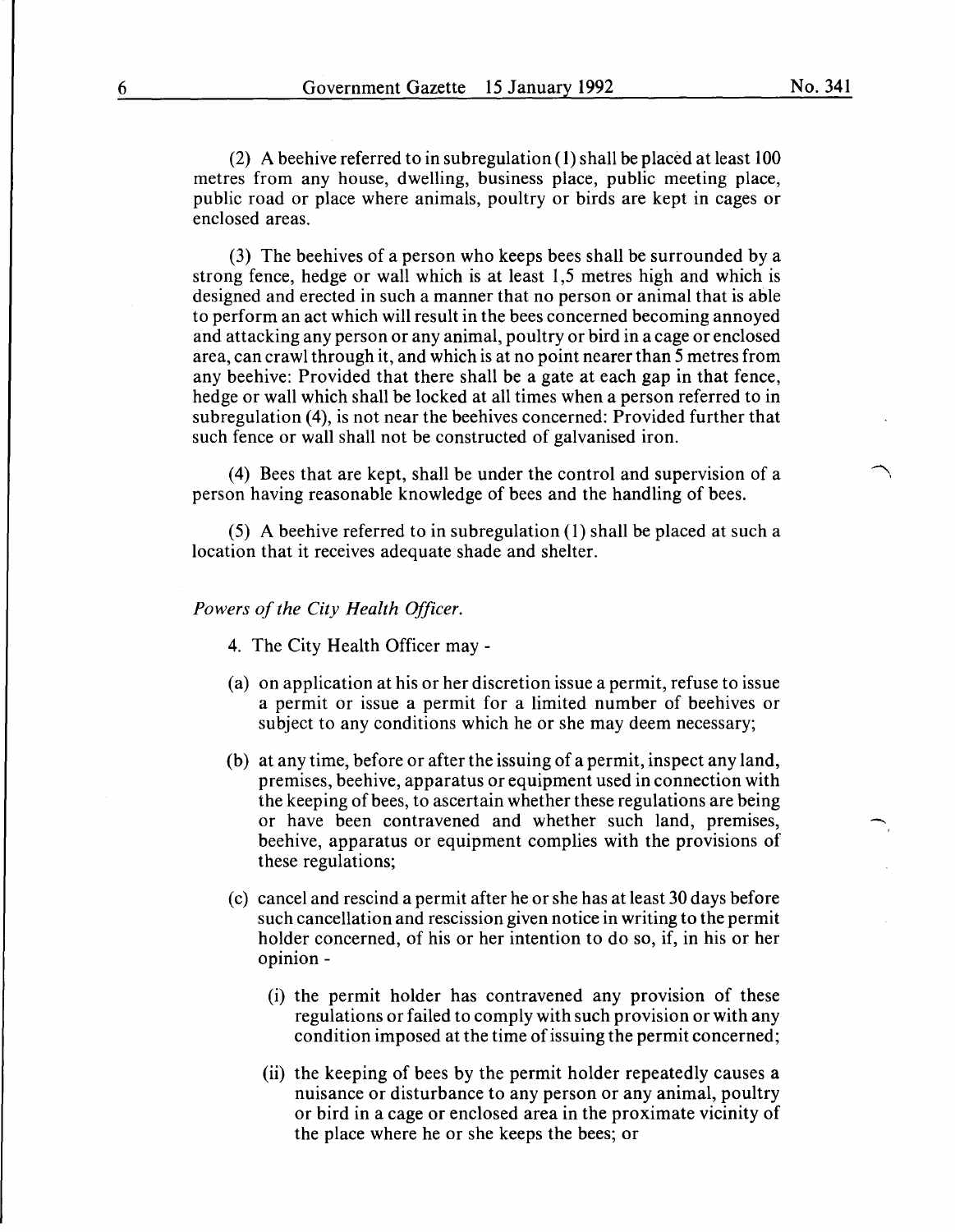(2) A beehive referred to in subregulation (1) shall be placed at least 100 metres from any house, dwelling, business place, public meeting place, public road or place where animals, poultry or birds are kept in cages or enclosed areas.

(3) The beehives of a person who keeps bees shall be surrounded by a strong fence, hedge or wall which is at least 1,5 metres high and which is designed and erected in such a manner that no person or animal that is able to perform an act which will result in the bees concerned becoming annoyed and attacking any person or any animal, poultry or bird in a cage or enclosed area, can crawl through it, and which is at no point nearer than 5 metres from any beehive: Provided that there shall be a gate at each gap in that fence, hedge or wall which shall be locked at all times when a person referred to in subregulation (4), is not near the beehives concerned: Provided further that such fence or wall shall not be constructed of galvanised iron.

(4) Bees that are kept, shall be under the control and supervision of a person having reasonable knowledge of bees and the handling of bees.

(5) A beehive referred to in subregulation (1) shall be placed at such a location that it receives adequate shade and shelter.

*Powers of the City Health Officer.*

4. The City Health Officer may -

(a) on application at his or her discretion issue a permit, refuse to issue a permit or issue a permit for a limited number of beehives or subject to any conditions which he or she may deem necessary;

(b) at any time, before or after the issuing of a permit, inspect any land, premises, beehive, apparatus or equipment used in connection with the keeping of bees, to ascertain whether these regulations are being or have been contravened and whether such land, premises, beehive, apparatus or equipment complies with the provisions of these regulations;

(c) cancel and rescind a permit after he or she has at least 30 days before such cancellation and rescission given notice in writing to the permit holder concerned, of his or her intention to do so, if, in his or her opinion -

(i) the permit holder has contravened any provision of these regulations or failed to comply with such provision or with any condition imposed at the time of issuing the permit concerned;

(ii) the keeping of bees by the permit holder repeatedly causes a nuisance or disturbance to any person or any animal, poultry or bird in a cage or enclosed area in the proximate vicinity of the place where he or she keeps the bees; or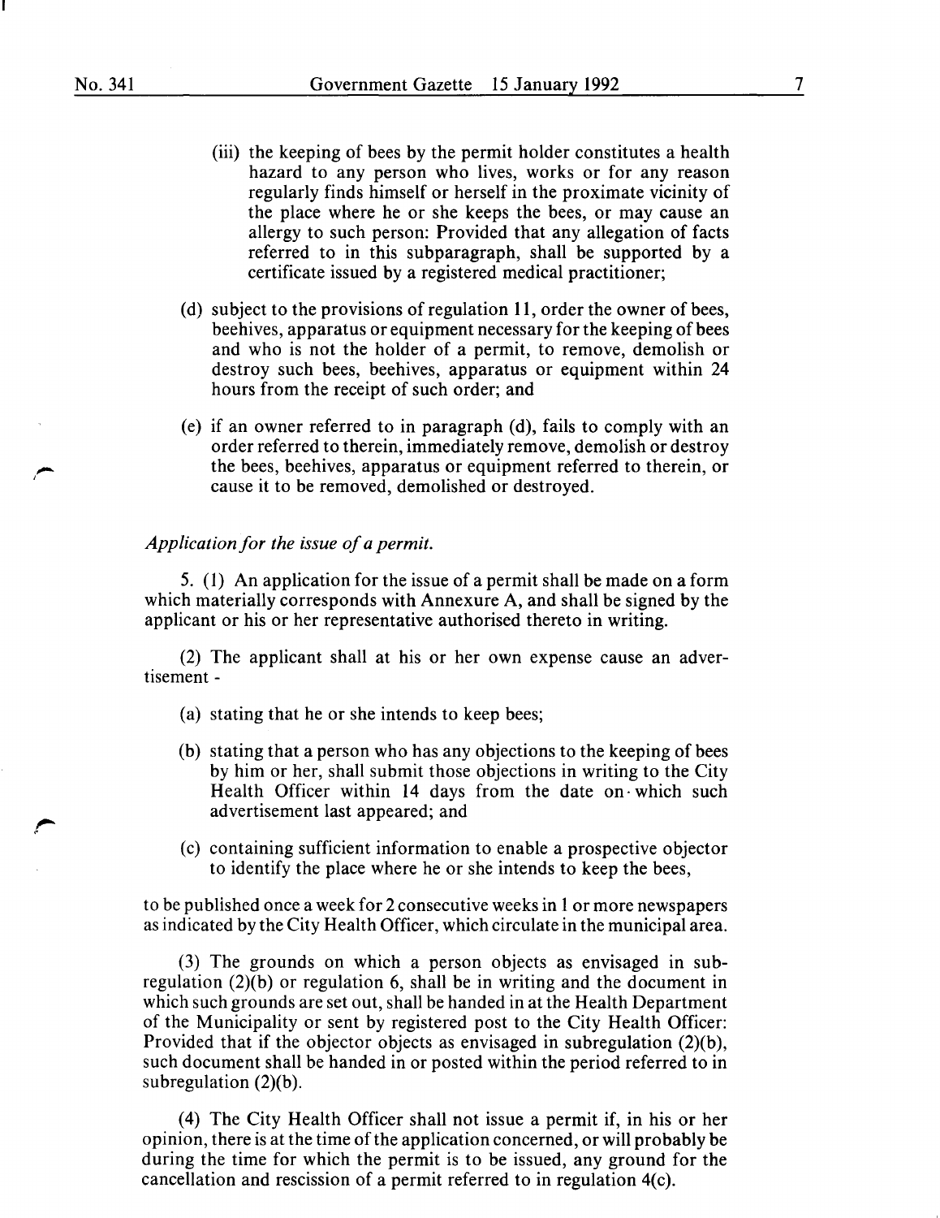(iii) the keeping of bees by the permit holder constitutes a health hazard to any person who lives, works or for any reason regularly finds himself or herself in the proximate vicinity of the place where he or she keeps the bees, or may cause an allergy to such person: Provided that any allegation of facts referred to in this subparagraph, shall be supported by a certificate issued by a registered medical practitioner;

(d) subject to the provisions of regulation 11, order the owner of bees, beehives, apparatus or equipment necessary for the keeping of bees and who is not the holder of a permit, to remove, demolish or destroy such bees, beehives, apparatus or equipment within 24 hours from the receipt of such order; and

(e) if an owner referred to in paragraph (d), fails to comply with an order referred to therein, immediately remove, demolish or destroy the bees, beehives, apparatus or equipment referred to therein, or cause it to be removed, demolished or destroyed.

*Application for the issue of a permit.*

5. (1) An application for the issue of a permit shall be made on a form which materially corresponds with Annexure A, and shall be signed by the applicant or his or her representative authorised thereto in writing.

(2) The applicant shall at his or her own expense cause an advertisement -

(a) stating that he or she intends to keep bees;

(b) stating that a person who has any objections to the keeping of bees by him or her, shall submit those objections in writing to the City Health Officer within 14 days from the date on which such advertisement last appeared; and

(c) containing sufficient information to enable a prospective objector to identify the place where he or she intends to keep the bees,

to be published once a week for 2 consecutive weeks in 1 or more newspapers as indicated by the City Health Officer, which circulate in the municipal area.

(3) The grounds on which a person objects as envisaged in subregulation (2)(b) or regulation 6, shall be in writing and the document in which such grounds are set out, shall be handed in at the Health Department of the Municipality or sent by registered post to the City Health Officer: Provided that if the objector objects as envisaged in subregulation (2)(b), such document shall be handed in or posted within the period referred to in subregulation (2)(b).

(4) The City Health Officer shall not issue a permit if, in his or her opinion, there is at the time of the application concerned, or will probably be during the time for which the permit is to be issued, any ground for the cancellation and rescission of a permit referred to in regulation 4(c).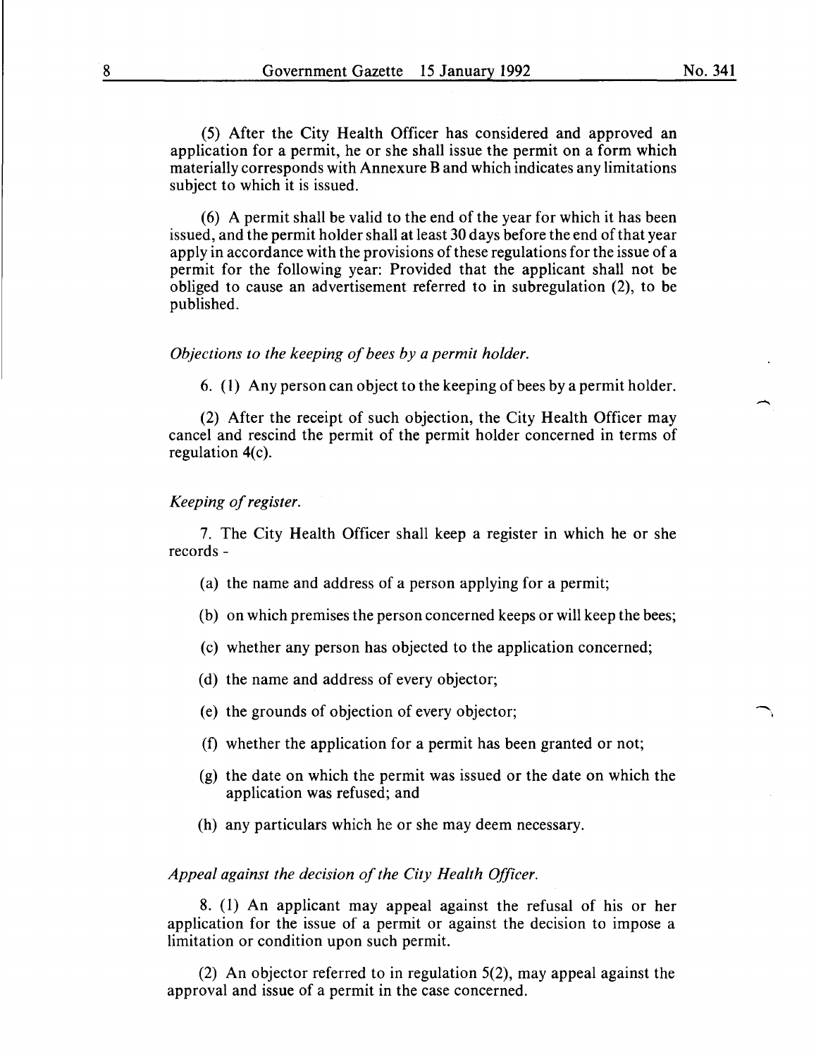(5) After the City Health Officer has considered and approved an application for a permit, he or she shall issue the permit on a form which materially corresponds with Annexure B and which indicates any limitations subject to which it is issued.

(6) A permit shall be valid to the end of the year for which it has been issued, and the permit holder shall at least 30 days before the end of that year apply in accordance with the provisions of these regulations for the issue of a permit for the following year: Provided that the applicant shall not be obliged to cause an advertisement referred to in subregulation (2), to be published.

*Objections to the keeping of bees by a permit holder.*

6. (1) Any person can object to the keeping of bees by a permit holder.

(2) After the receipt of such objection, the City Health Officer may cancel and rescind the permit of the permit holder concerned in terms of regulation 4(c).

*Keeping of register.*

7. The City Health Officer shall keep a register in which he or she records -

(a) the name and address of a person applying for a permit;

(b) on which premises the person concerned keeps or will keep the bees;

(c) whether any person has objected to the application concerned;

(d) the name and address of every objector;

(e) the grounds of objection of every objector;

(f) whether the application for a permit has been granted or not;

(g) the date on which the permit was issued or the date on which the application was refused; and

(h) any particulars which he or she may deem necessary.

*Appeal against the decision of the City Health Officer.*

8. (1) An applicant may appeal against the refusal of his or her application for the issue of a permit or against the decision to impose a limitation or condition upon such permit.

(2) An objector referred to in regulation 5(2), may appeal against the approval and issue of a permit in the case concerned.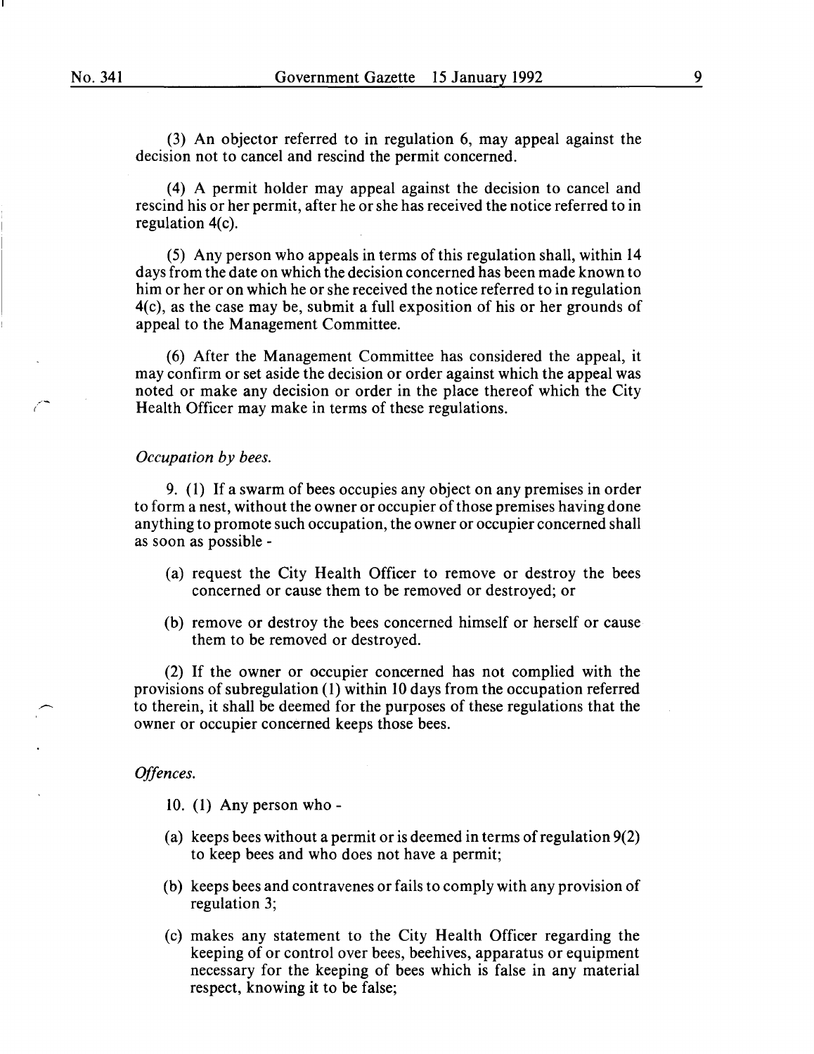(3) An objector referred to in regulation 6, may appeal against the decision not to cancel and rescind the permit concerned.

(4) A permit holder may appeal against the decision to cancel and rescind his or her permit, after he or she has received the notice referred to in regulation 4(c).

(5) Any person who appeals in terms of this regulation shall, within 14 days from the date on which the decision concerned has been made known to him or her or on which he or she received the notice referred to in regulation 4(c), as the case may be, submit a full exposition of his or her grounds of appeal to the Management Committee.

(6) After the Management Committee has considered the appeal, it may confirm or set aside the decision or order against which the appeal was noted or make any decision or order in the place thereof which the City Health Officer may make in terms of these regulations.

*Occupation by bees.*

9. (1) If a swarm of bees occupies any object on any premises in order to form a nest, without the owner or occupier of those premises having done anything to promote such occupation, the owner or occupier concerned shall as soon as possible -

(a) request the City Health Officer to remove or destroy the bees concerned or cause them to be removed or destroyed; or

(b) remove or destroy the bees concerned himself or herself or cause them to be removed or destroyed.

(2) If the owner or occupier concerned has not complied with the provisions of subregulation (1) within 10 days from the occupation referred to therein, it shall be deemed for the purposes of these regulations that the owner or occupier concerned keeps those bees.

*Offences.*

10. (1) Any person who -

(a) keeps bees without a permit or is deemed in terms of regulation 9(2) to keep bees and who does not have a permit;

(b) keeps bees and contravenes or fails to comply with any provision of regulation 3;

(c) makes any statement to the City Health Officer regarding the keeping of or control over bees, beehives, apparatus or equipment necessary for the keeping of bees which is false in any material respect, knowing it to be false;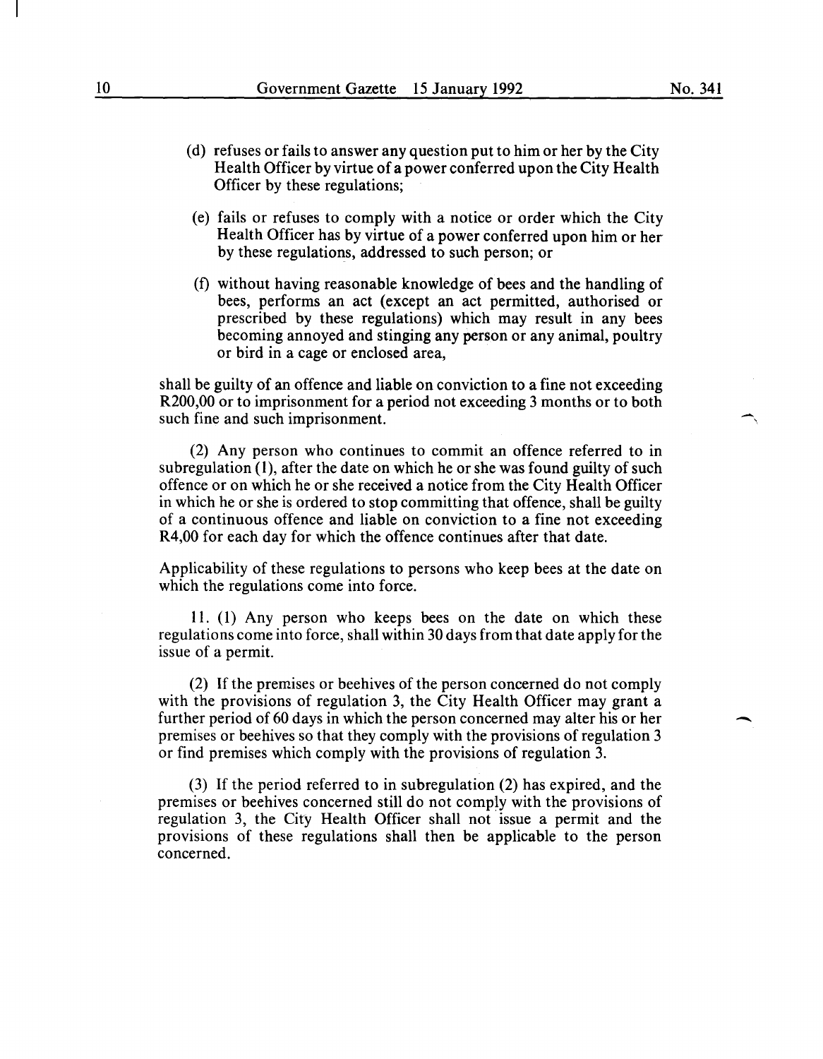(d) refuses or fails to answer any question put to him or her by the City Health Officer by virtue of a power conferred upon the City Health Officer by these regulations;

(e) fails or refuses to comply with a notice or order which the City Health Officer has by virtue of a power conferred upon him or her by these regulations, addressed to such person; or

(f) without having reasonable knowledge of bees and the handling of bees, performs an act (except an act permitted, authorised or prescribed by these regulations) which may result in any bees becoming annoyed and stinging any person or any animal, poultry or bird in a cage or enclosed area,

shall be guilty of an offence and liable on conviction to a fine not exceeding R200,00 or to imprisonment for a period not exceeding 3 months or to both such fine and such imprisonment.

(2) Any person who continues to commit an offence referred to in subregulation (1), after the date on which he or she was found guilty of such offence or on which he or she received a notice from the City Health Officer in which he or she is ordered to stop committing that offence, shall be guilty of a continuous offence and liable on conviction to a fine not exceeding R4,00 for each day for which the offence continues after that date.

Applicability of these regulations to persons who keep bees at the date on which the regulations come into force.

11. (1) Any person who keeps bees on the date on which these regulations come into force, shall within 30 days from that date apply for the issue of a permit.

(2) If the premises or beehives of the person concerned do not comply with the provisions of regulation 3, the City Health Officer may grant a further period of 60 days in which the person concerned may alter his or her premises or beehives so that they comply with the provisions of regulation 3 or find premises which comply with the provisions of regulation 3.

(3) If the period referred to in subregulation (2) has expired, and the premises or beehives concerned still do not comply with the provisions of regulation 3, the City Health Officer shall not issue a permit and the provisions of these regulations shall then be applicable to the person concerned.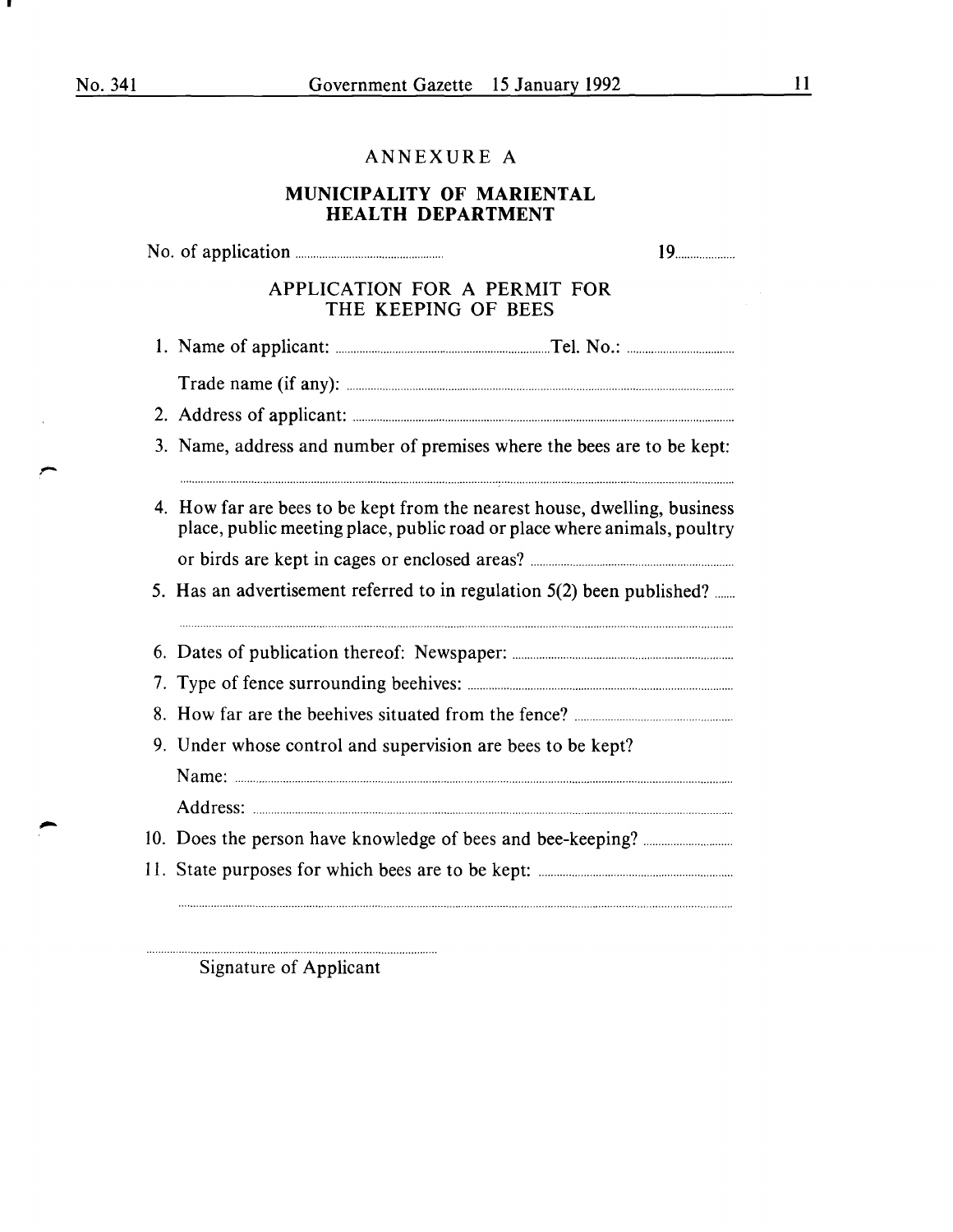## ANNEXURE A

## MUNICIPALITY OF MARIENTAL HEALTH DEPARTMENT

No. of application .................................................. 19....................

### APPLICATION FOR A PERMIT FOR THE KEEPING OF BEES

1. Name of applicant: ...................................................................... Tel. No.: ....................................

   Trade name (if any): ..................................................................................................................

2. Address of applicant: ..................................................................................................................

3. Name, address and number of premises where the bees are to be kept:

   ..........................................................................................................................................................

4. How far are bees to be kept from the nearest house, dwelling, business place, public meeting place, public road or place where animals, poultry or birds are kept in cages or enclosed areas? ..................................................................

5. Has an advertisement referred to in regulation 5(2) been published? .......

   ..........................................................................................................................................................

6. Dates of publication thereof: Newspaper: ..........................................................................

7. Type of fence surrounding beehives: .........................................................................................

8. How far are the beehives situated from the fence? ......................................................

9. Under whose control and supervision are bees to be kept?

   Name: ..........................................................................................................................................

   Address: ......................................................................................................................................

10. Does the person have knowledge of bees and bee-keeping? ..............................

11. State purposes for which bees are to be kept: ..................................................................

    ..........................................................................................................................................................

..........................................................................................

Signature of Applicant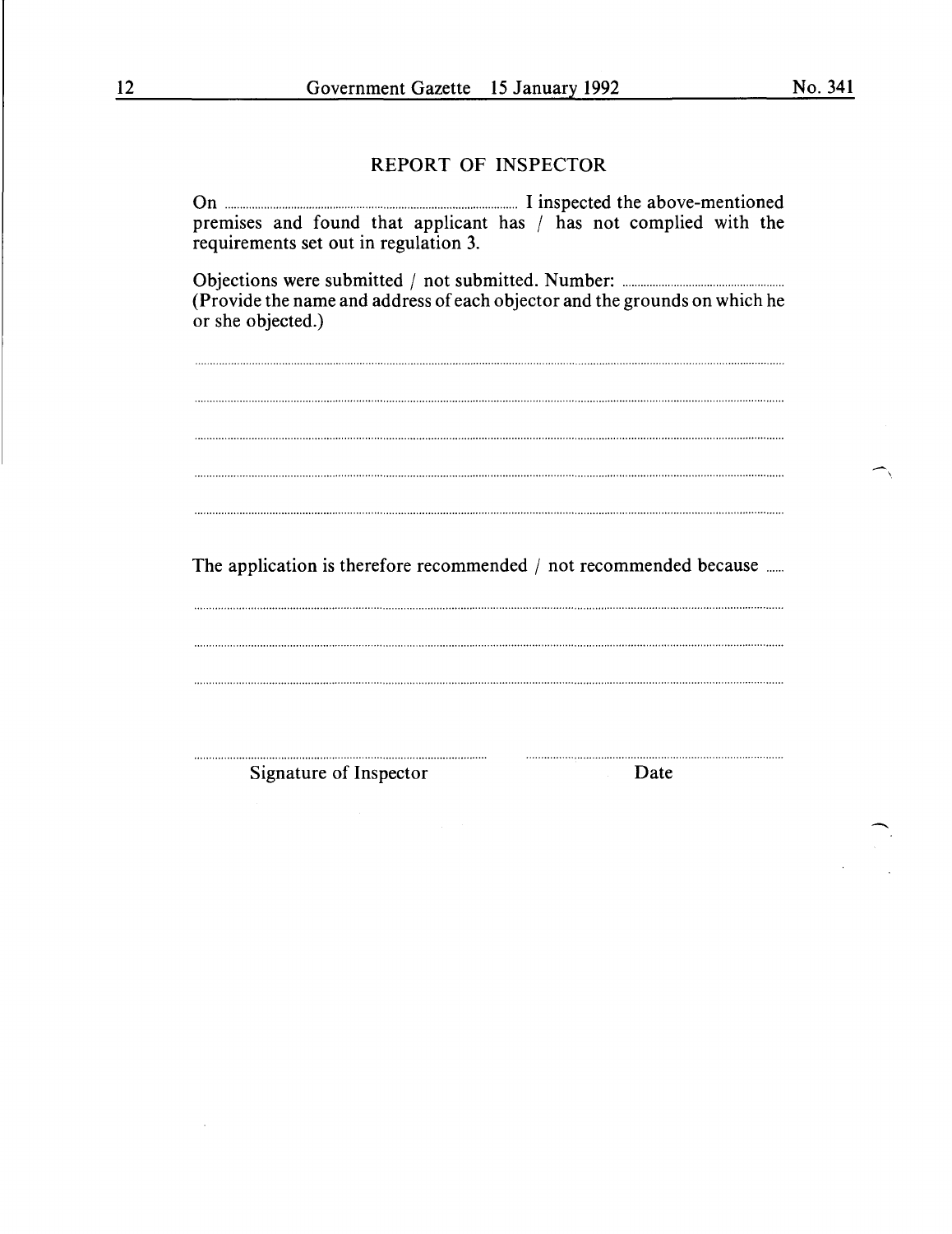## REPORT OF INSPECTOR

On .............................................................. I inspected the above-mentioned premises and found that applicant has / has not complied with the requirements set out in regulation 3.

Objections were submitted / not submitted. Number: ..............................
(Provide the name and address of each objector and the grounds on which he or she objected.)

..............................................................................................................................

..............................................................................................................................

..............................................................................................................................

..............................................................................................................................

..............................................................................................................................

The application is therefore recommended / not recommended because ......

..............................................................................................................................

..............................................................................................................................

..............................................................................................................................

..............................................................          ..............................................................
Signature of Inspector                                                  Date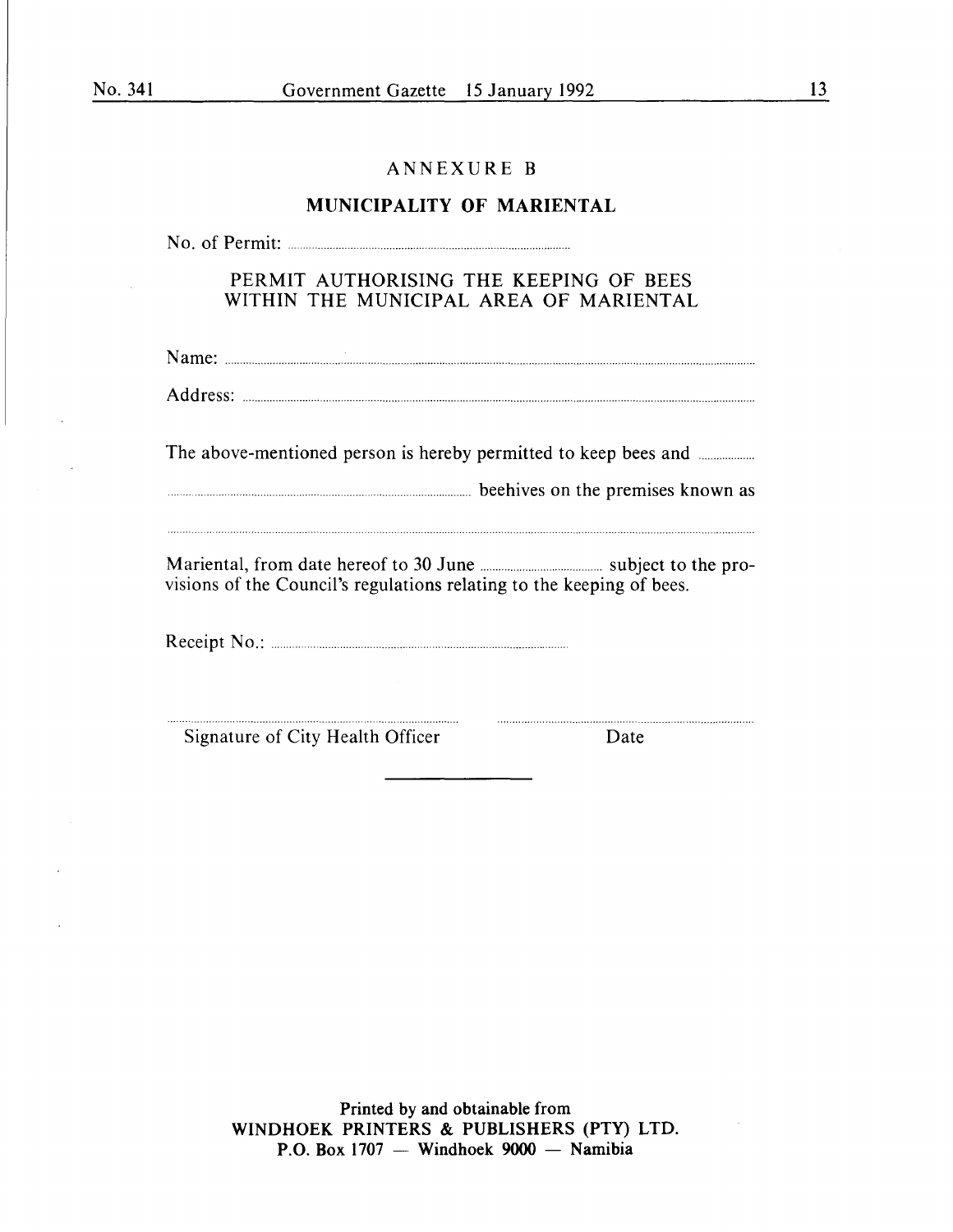# ANNEXURE B

## MUNICIPALITY OF MARIENTAL

No. of Permit: ..................................................................

### PERMIT AUTHORISING THE KEEPING OF BEES WITHIN THE MUNICIPAL AREA OF MARIENTAL

Name: ..................................................................................................................

Address: ..............................................................................................................

The above-mentioned person is hereby permitted to keep bees and ..................

.......................................................................... beehives on the premises known as

..............................................................................................................................

Mariental, from date hereof to 30 June .............................. subject to the provisions of the Council's regulations relating to the keeping of bees.

Receipt No.: ..................................................................

.................................................................. ..................................................................

Signature of City Health Officer                                        Date

---

**Printed by and obtainable from**
**WINDHOEK PRINTERS & PUBLISHERS (PTY) LTD.**
**P.O. Box 1707 — Windhoek 9000 — Namibia**